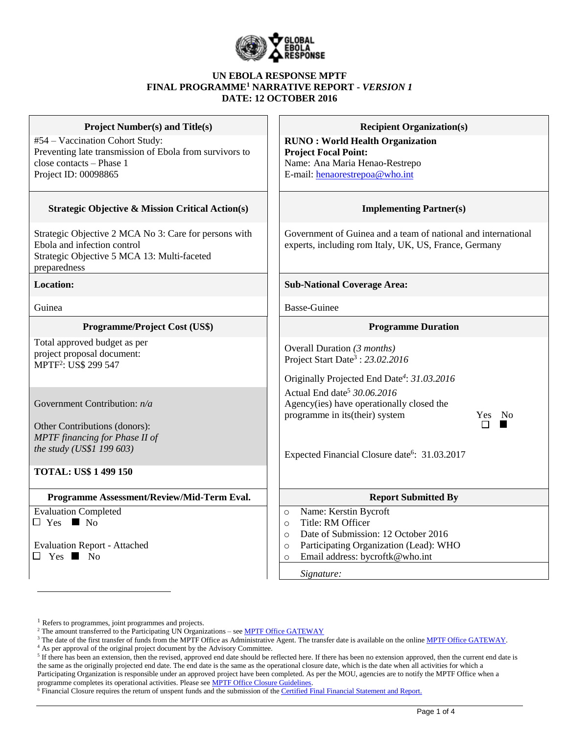**UN EBOLA RESPONSE MPTF**
**FINAL PROGRAMME[1] NARRATIVE REPORT - *VERSION 1***
**DATE: 12 OCTOBER 2016**

| **Project Number(s) and Title(s)** | **Recipient Organization(s)** |
|---|---|
| #54 – Vaccination Cohort Study: Preventing late transmission of Ebola from survivors to close contacts – Phase 1<br>Project ID: 00098865 | **RUNO : World Health Organization**<br>**Project Focal Point:**<br>Name: Ana Maria Henao-Restrepo<br>E-mail: henaorestrepoa@who.int |
| **Strategic Objective & Mission Critical Action(s)** | **Implementing Partner(s)** |
| Strategic Objective 2 MCA No 3: Care for persons with Ebola and infection control<br>Strategic Objective 5 MCA 13: Multi-faceted preparedness | Government of Guinea and a team of national and international experts, including rom Italy, UK, US, France, Germany |
| **Location:** | **Sub-National Coverage Area:** |
| Guinea | Basse-Guinee |
| **Programme/Project Cost (US$)** | **Programme Duration** |
| Total approved budget as per project proposal document:<br>MPTF[2]: US$ 299 547 | Overall Duration *(3 months)*<br>Project Start Date[3] : *23.02.2016*<br>Originally Projected End Date[4]: *31.03.2016* |
| Government Contribution: *n/a*<br>Other Contributions (donors):<br>*MPTF financing for Phase II of the study (US$1 199 603)* | Actual End date[5] *30.06.2016*<br>Agency(ies) have operationally closed the programme in its(their) system Yes ☐ No ■ |
| **TOTAL: US$ 1 499 150** | Expected Financial Closure date[6]: 31.03.2017 |
| **Programme Assessment/Review/Mid-Term Eval.** | **Report Submitted By** |
| Evaluation Completed<br>☐ Yes ■ No<br>Evaluation Report - Attached<br>☐ Yes ■ No | ○ Name: Kerstin Bycroft<br>○ Title: RM Officer<br>○ Date of Submission: 12 October 2016<br>○ Participating Organization (Lead): WHO<br>○ Email address: bycroftk@who.int<br>*Signature:* |

[1] Refers to programmes, joint programmes and projects.
[2] The amount transferred to the Participating UN Organizations – see MPTF Office GATEWAY
[3] The date of the first transfer of funds from the MPTF Office as Administrative Agent. The transfer date is available on the online MPTF Office GATEWAY.
[4] As per approval of the original project document by the Advisory Committee.
[5] If there has been an extension, then the revised, approved end date should be reflected here. If there has been no extension approved, then the current end date is the same as the originally projected end date. The end date is the same as the operational closure date, which is the date when all activities for which a Participating Organization is responsible under an approved project have been completed. As per the MOU, agencies are to notify the MPTF Office when a programme completes its operational activities. Please see MPTF Office Closure Guidelines.
[6] Financial Closure requires the return of unspent funds and the submission of the Certified Final Financial Statement and Report.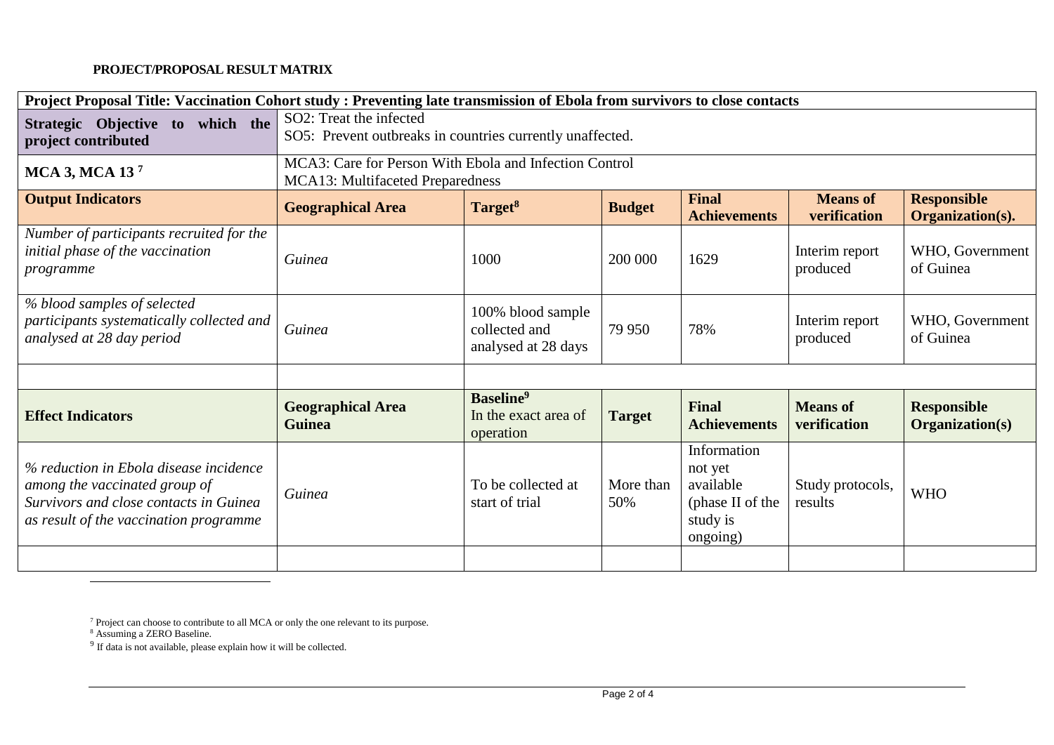**PROJECT/PROPOSAL RESULT MATRIX**

| **Project Proposal Title: Vaccination Cohort study : Preventing late transmission of Ebola from survivors to close contacts** | | | | | | |
|---|---|---|---|---|---|---|
| **Strategic Objective to which the project contributed** | SO2: Treat the infected<br>SO5: Prevent outbreaks in countries currently unaffected. | | | | | |
| **MCA 3, MCA 13** [7] | MCA3: Care for Person With Ebola and Infection Control<br>MCA13: Multifaceted Preparedness | | | | | |
| **Output Indicators** | **Geographical Area** | **Target**[8] | **Budget** | **Final Achievements** | **Means of verification** | **Responsible Organization(s).** |
| *Number of participants recruited for the initial phase of the vaccination programme* | *Guinea* | 1000 | 200 000 | 1629 | Interim report produced | WHO, Government of Guinea |
| *% blood samples of selected participants systematically collected and analysed at 28 day period* | *Guinea* | 100% blood sample collected and analysed at 28 days | 79 950 | 78% | Interim report produced | WHO, Government of Guinea |
| | | | | | | |
| **Effect Indicators** | **Geographical Area Guinea** | **Baseline**[9] In the exact area of operation | **Target** | **Final Achievements** | **Means of verification** | **Responsible Organization(s)** |
| *% reduction in Ebola disease incidence among the vaccinated group of Survivors and close contacts in Guinea as result of the vaccination programme* | *Guinea* | To be collected at start of trial | More than 50% | Information not yet available (phase II of the study is ongoing) | Study protocols, results | WHO |
| | | | | | | |

[7] Project can choose to contribute to all MCA or only the one relevant to its purpose.
[8] Assuming a ZERO Baseline.
[9] If data is not available, please explain how it will be collected.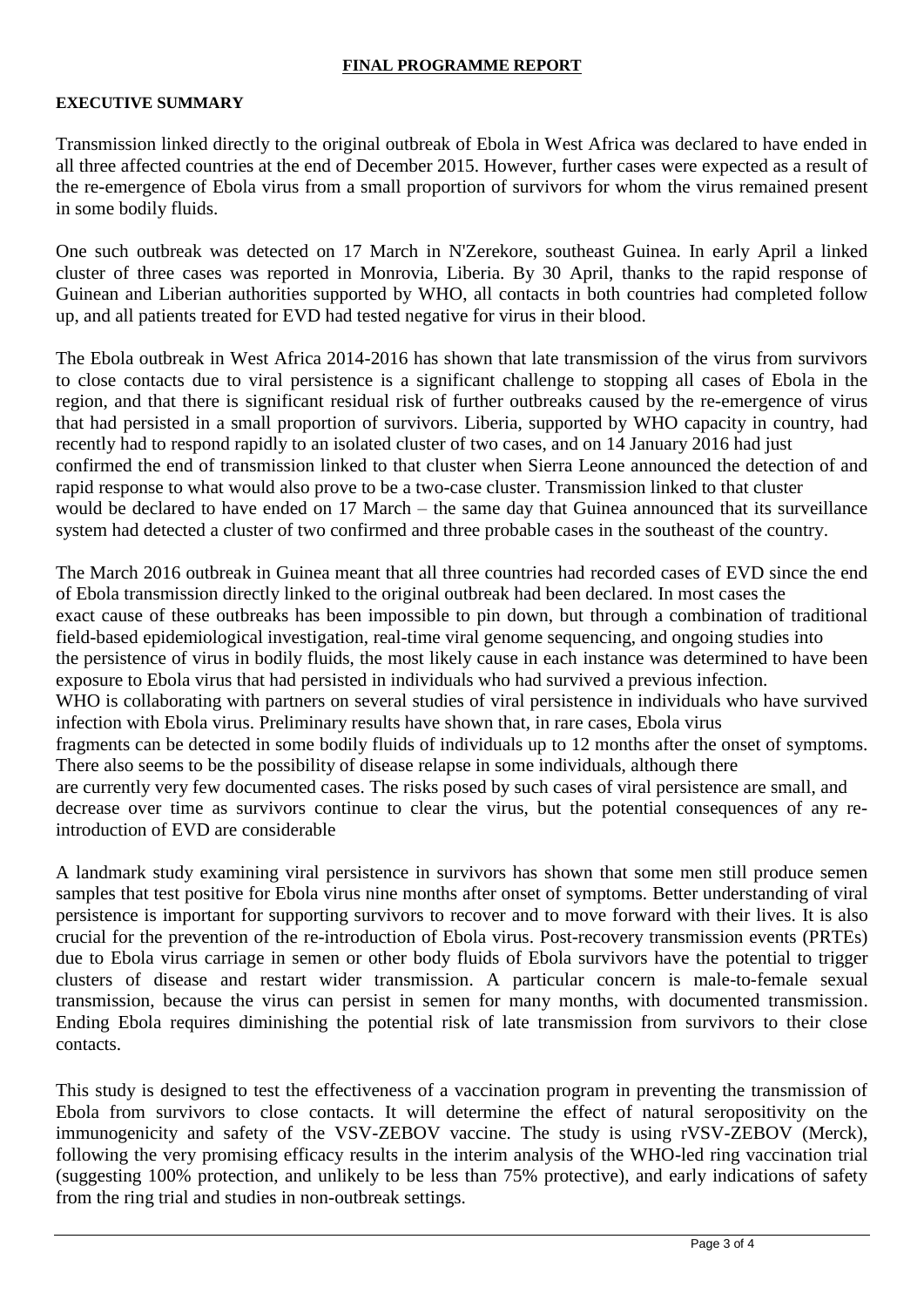## FINAL PROGRAMME REPORT

### EXECUTIVE SUMMARY

Transmission linked directly to the original outbreak of Ebola in West Africa was declared to have ended in all three affected countries at the end of December 2015. However, further cases were expected as a result of the re-emergence of Ebola virus from a small proportion of survivors for whom the virus remained present in some bodily fluids.

One such outbreak was detected on 17 March in N'Zerekore, southeast Guinea. In early April a linked cluster of three cases was reported in Monrovia, Liberia. By 30 April, thanks to the rapid response of Guinean and Liberian authorities supported by WHO, all contacts in both countries had completed follow up, and all patients treated for EVD had tested negative for virus in their blood.

The Ebola outbreak in West Africa 2014-2016 has shown that late transmission of the virus from survivors to close contacts due to viral persistence is a significant challenge to stopping all cases of Ebola in the region, and that there is significant residual risk of further outbreaks caused by the re-emergence of virus that had persisted in a small proportion of survivors. Liberia, supported by WHO capacity in country, had recently had to respond rapidly to an isolated cluster of two cases, and on 14 January 2016 had just confirmed the end of transmission linked to that cluster when Sierra Leone announced the detection of and rapid response to what would also prove to be a two-case cluster. Transmission linked to that cluster would be declared to have ended on 17 March – the same day that Guinea announced that its surveillance system had detected a cluster of two confirmed and three probable cases in the southeast of the country.

The March 2016 outbreak in Guinea meant that all three countries had recorded cases of EVD since the end of Ebola transmission directly linked to the original outbreak had been declared. In most cases the exact cause of these outbreaks has been impossible to pin down, but through a combination of traditional field-based epidemiological investigation, real-time viral genome sequencing, and ongoing studies into the persistence of virus in bodily fluids, the most likely cause in each instance was determined to have been exposure to Ebola virus that had persisted in individuals who had survived a previous infection.
WHO is collaborating with partners on several studies of viral persistence in individuals who have survived infection with Ebola virus. Preliminary results have shown that, in rare cases, Ebola virus fragments can be detected in some bodily fluids of individuals up to 12 months after the onset of symptoms. There also seems to be the possibility of disease relapse in some individuals, although there are currently very few documented cases. The risks posed by such cases of viral persistence are small, and decrease over time as survivors continue to clear the virus, but the potential consequences of any re-introduction of EVD are considerable

A landmark study examining viral persistence in survivors has shown that some men still produce semen samples that test positive for Ebola virus nine months after onset of symptoms. Better understanding of viral persistence is important for supporting survivors to recover and to move forward with their lives. It is also crucial for the prevention of the re-introduction of Ebola virus. Post-recovery transmission events (PRTEs) due to Ebola virus carriage in semen or other body fluids of Ebola survivors have the potential to trigger clusters of disease and restart wider transmission. A particular concern is male-to-female sexual transmission, because the virus can persist in semen for many months, with documented transmission. Ending Ebola requires diminishing the potential risk of late transmission from survivors to their close contacts.

This study is designed to test the effectiveness of a vaccination program in preventing the transmission of Ebola from survivors to close contacts. It will determine the effect of natural seropositivity on the immunogenicity and safety of the VSV-ZEBOV vaccine. The study is using rVSV-ZEBOV (Merck), following the very promising efficacy results in the interim analysis of the WHO-led ring vaccination trial (suggesting 100% protection, and unlikely to be less than 75% protective), and early indications of safety from the ring trial and studies in non-outbreak settings.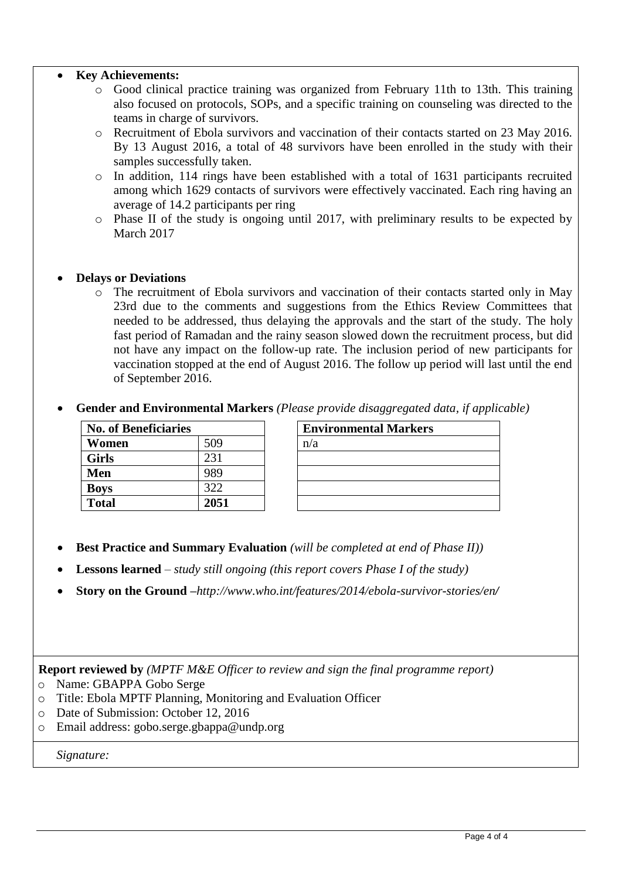- **Key Achievements:**
  - Good clinical practice training was organized from February 11th to 13th. This training also focused on protocols, SOPs, and a specific training on counseling was directed to the teams in charge of survivors.
  - Recruitment of Ebola survivors and vaccination of their contacts started on 23 May 2016. By 13 August 2016, a total of 48 survivors have been enrolled in the study with their samples successfully taken.
  - In addition, 114 rings have been established with a total of 1631 participants recruited among which 1629 contacts of survivors were effectively vaccinated. Each ring having an average of 14.2 participants per ring
  - Phase II of the study is ongoing until 2017, with preliminary results to be expected by March 2017

- **Delays or Deviations**
  - The recruitment of Ebola survivors and vaccination of their contacts started only in May 23rd due to the comments and suggestions from the Ethics Review Committees that needed to be addressed, thus delaying the approvals and the start of the study. The holy fast period of Ramadan and the rainy season slowed down the recruitment process, but did not have any impact on the follow-up rate. The inclusion period of new participants for vaccination stopped at the end of August 2016. The follow up period will last until the end of September 2016.

- **Gender and Environmental Markers** *(Please provide disaggregated data, if applicable)*

| **No. of Beneficiaries** | |
|---|---|
| **Women** | 509 |
| **Girls** | 231 |
| **Men** | 989 |
| **Boys** | 322 |
| **Total** | **2051** |

| **Environmental Markers** |
|---|
| n/a |
| |
| |
| |
| |

- **Best Practice and Summary Evaluation** *(will be completed at end of Phase II))*
- **Lessons learned** – *study still ongoing (this report covers Phase I of the study)*
- **Story on the Ground** –*http://www.who.int/features/2014/ebola-survivor-stories/en/*

**Report reviewed by** *(MPTF M&E Officer to review and sign the final programme report)*

- Name: GBAPPA Gobo Serge
- Title: Ebola MPTF Planning, Monitoring and Evaluation Officer
- Date of Submission: October 12, 2016
- Email address: gobo.serge.gbappa@undp.org

*Signature:*